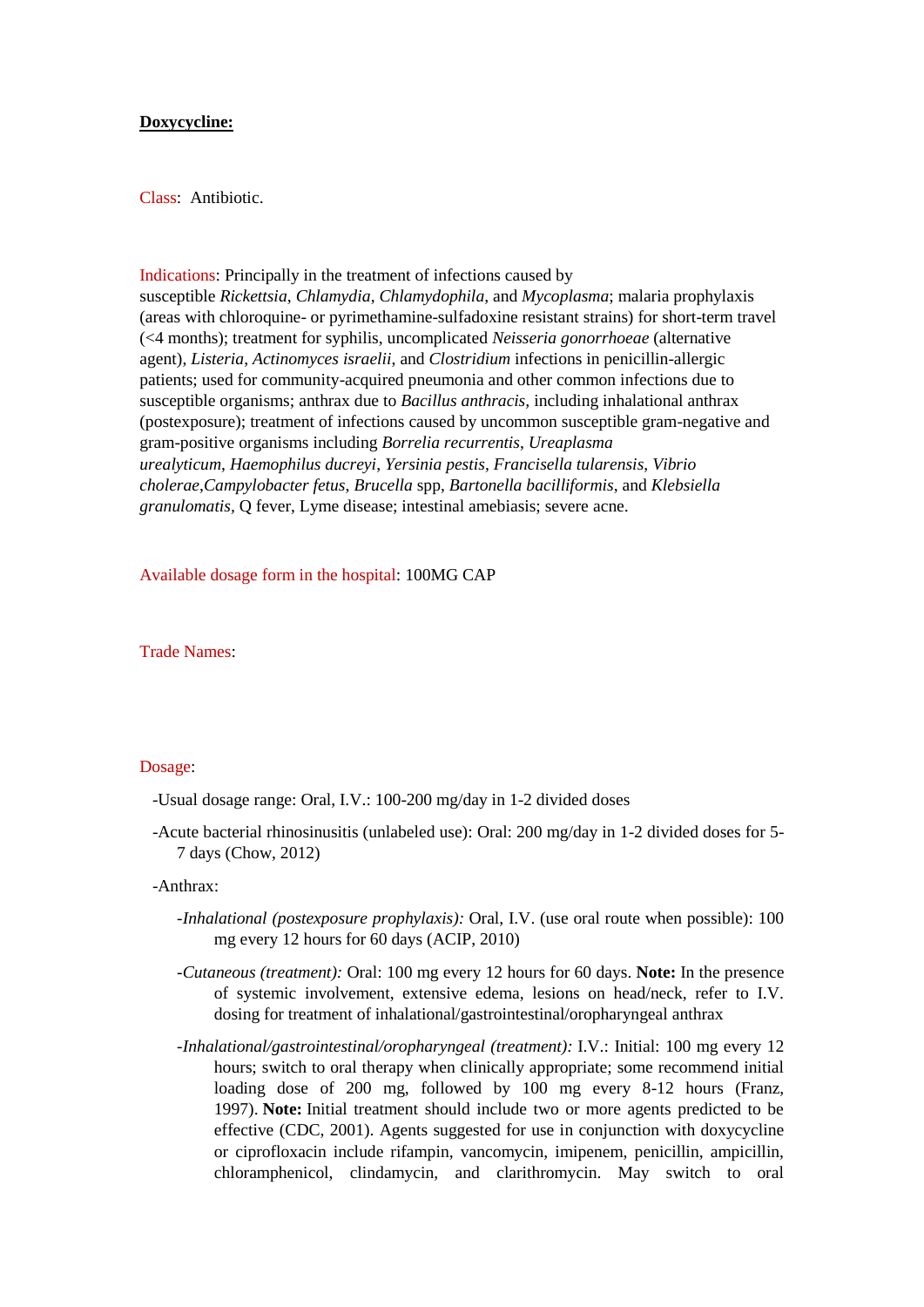**Doxycycline:**

Class: Antibiotic.

Indications: Principally in the treatment of infections caused by susceptible *Rickettsia*, *Chlamydia*, *Chlamydophila*, and *Mycoplasma*; malaria prophylaxis (areas with chloroquine- or pyrimethamine-sulfadoxine resistant strains) for short-term travel (<4 months); treatment for syphilis, uncomplicated *Neisseria gonorrhoeae* (alternative agent), *Listeria*, *Actinomyces israelii*, and *Clostridium* infections in penicillin-allergic patients; used for community-acquired pneumonia and other common infections due to susceptible organisms; anthrax due to *Bacillus anthracis*, including inhalational anthrax (postexposure); treatment of infections caused by uncommon susceptible gram-negative and gram-positive organisms including *Borrelia recurrentis*, *Ureaplasma urealyticum*, *Haemophilus ducreyi*, *Yersinia pestis*, *Francisella tularensis*, *Vibrio cholerae*,*Campylobacter fetus*, *Brucella* spp, *Bartonella bacilliformis*, and *Klebsiella granulomatis*, Q fever, Lyme disease; intestinal amebiasis; severe acne.

Available dosage form in the hospital: 100MG CAP

Trade Names:

Dosage:

- Usual dosage range: Oral, I.V.: 100-200 mg/day in 1-2 divided doses
- Acute bacterial rhinosinusitis (unlabeled use): Oral: 200 mg/day in 1-2 divided doses for 5-7 days (Chow, 2012)
- Anthrax:
  - *Inhalational (postexposure prophylaxis):* Oral, I.V. (use oral route when possible): 100 mg every 12 hours for 60 days (ACIP, 2010)
  - *Cutaneous (treatment):* Oral: 100 mg every 12 hours for 60 days. **Note:** In the presence of systemic involvement, extensive edema, lesions on head/neck, refer to I.V. dosing for treatment of inhalational/gastrointestinal/oropharyngeal anthrax
  - *Inhalational/gastrointestinal/oropharyngeal (treatment):* I.V.: Initial: 100 mg every 12 hours; switch to oral therapy when clinically appropriate; some recommend initial loading dose of 200 mg, followed by 100 mg every 8-12 hours (Franz, 1997). **Note:** Initial treatment should include two or more agents predicted to be effective (CDC, 2001). Agents suggested for use in conjunction with doxycycline or ciprofloxacin include rifampin, vancomycin, imipenem, penicillin, ampicillin, chloramphenicol, clindamycin, and clarithromycin. May switch to oral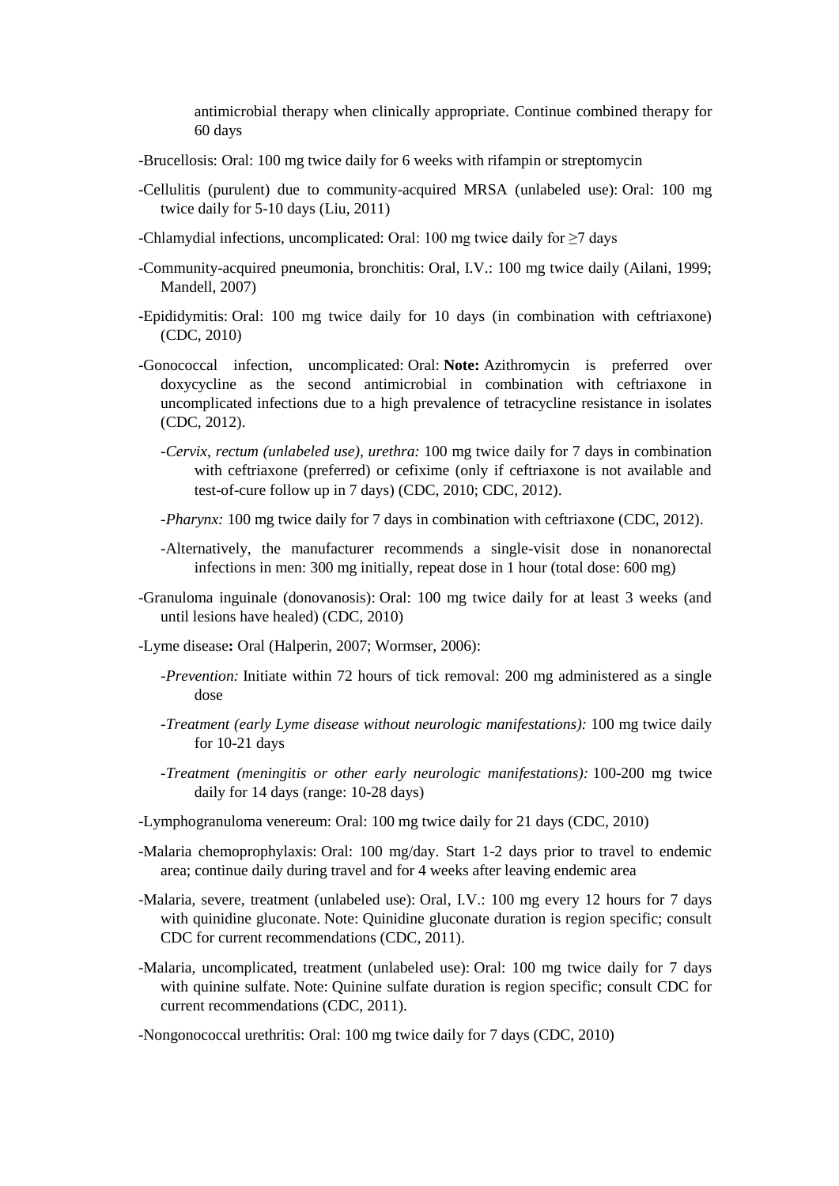antimicrobial therapy when clinically appropriate. Continue combined therapy for 60 days

-Brucellosis: Oral: 100 mg twice daily for 6 weeks with rifampin or streptomycin

-Cellulitis (purulent) due to community-acquired MRSA (unlabeled use): Oral: 100 mg twice daily for 5-10 days (Liu, 2011)

-Chlamydial infections, uncomplicated: Oral: 100 mg twice daily for ≥7 days

-Community-acquired pneumonia, bronchitis: Oral, I.V.: 100 mg twice daily (Ailani, 1999; Mandell, 2007)

-Epididymitis: Oral: 100 mg twice daily for 10 days (in combination with ceftriaxone) (CDC, 2010)

-Gonococcal infection, uncomplicated: Oral: **Note:** Azithromycin is preferred over doxycycline as the second antimicrobial in combination with ceftriaxone in uncomplicated infections due to a high prevalence of tetracycline resistance in isolates (CDC, 2012).

-*Cervix, rectum (unlabeled use), urethra:* 100 mg twice daily for 7 days in combination with ceftriaxone (preferred) or cefixime (only if ceftriaxone is not available and test-of-cure follow up in 7 days) (CDC, 2010; CDC, 2012).

-*Pharynx:* 100 mg twice daily for 7 days in combination with ceftriaxone (CDC, 2012).

-Alternatively, the manufacturer recommends a single-visit dose in nonanorectal infections in men: 300 mg initially, repeat dose in 1 hour (total dose: 600 mg)

-Granuloma inguinale (donovanosis): Oral: 100 mg twice daily for at least 3 weeks (and until lesions have healed) (CDC, 2010)

-Lyme disease**:** Oral (Halperin, 2007; Wormser, 2006):

-*Prevention:* Initiate within 72 hours of tick removal: 200 mg administered as a single dose

-*Treatment (early Lyme disease without neurologic manifestations):* 100 mg twice daily for 10-21 days

-*Treatment (meningitis or other early neurologic manifestations):* 100-200 mg twice daily for 14 days (range: 10-28 days)

-Lymphogranuloma venereum: Oral: 100 mg twice daily for 21 days (CDC, 2010)

-Malaria chemoprophylaxis: Oral: 100 mg/day. Start 1-2 days prior to travel to endemic area; continue daily during travel and for 4 weeks after leaving endemic area

-Malaria, severe, treatment (unlabeled use): Oral, I.V.: 100 mg every 12 hours for 7 days with quinidine gluconate. Note: Quinidine gluconate duration is region specific; consult CDC for current recommendations (CDC, 2011).

-Malaria, uncomplicated, treatment (unlabeled use): Oral: 100 mg twice daily for 7 days with quinine sulfate. Note: Quinine sulfate duration is region specific; consult CDC for current recommendations (CDC, 2011).

-Nongonococcal urethritis: Oral: 100 mg twice daily for 7 days (CDC, 2010)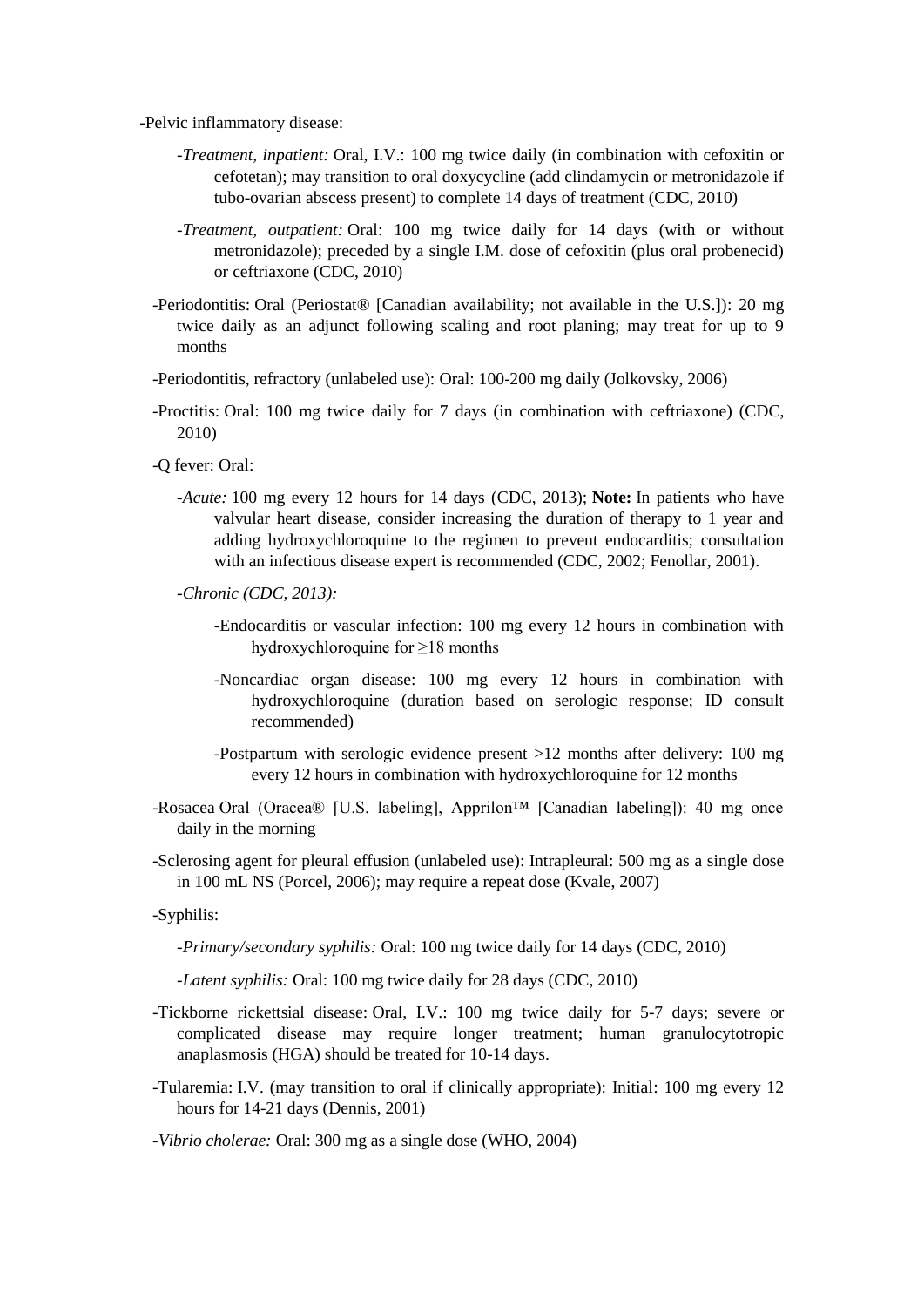-Pelvic inflammatory disease:

  - -*Treatment, inpatient:* Oral, I.V.: 100 mg twice daily (in combination with cefoxitin or cefotetan); may transition to oral doxycycline (add clindamycin or metronidazole if tubo-ovarian abscess present) to complete 14 days of treatment (CDC, 2010)

  - -*Treatment, outpatient:* Oral: 100 mg twice daily for 14 days (with or without metronidazole); preceded by a single I.M. dose of cefoxitin (plus oral probenecid) or ceftriaxone (CDC, 2010)

-Periodontitis: Oral (Periostat® [Canadian availability; not available in the U.S.]): 20 mg twice daily as an adjunct following scaling and root planing; may treat for up to 9 months

-Periodontitis, refractory (unlabeled use): Oral: 100-200 mg daily (Jolkovsky, 2006)

-Proctitis: Oral: 100 mg twice daily for 7 days (in combination with ceftriaxone) (CDC, 2010)

-Q fever: Oral:

  - -*Acute:* 100 mg every 12 hours for 14 days (CDC, 2013); **Note:** In patients who have valvular heart disease, consider increasing the duration of therapy to 1 year and adding hydroxychloroquine to the regimen to prevent endocarditis; consultation with an infectious disease expert is recommended (CDC, 2002; Fenollar, 2001).

  - -*Chronic (CDC, 2013):*

    - -Endocarditis or vascular infection: 100 mg every 12 hours in combination with hydroxychloroquine for ≥18 months

    - -Noncardiac organ disease: 100 mg every 12 hours in combination with hydroxychloroquine (duration based on serologic response; ID consult recommended)

    - -Postpartum with serologic evidence present >12 months after delivery: 100 mg every 12 hours in combination with hydroxychloroquine for 12 months

-Rosacea Oral (Oracea® [U.S. labeling], Apprilon™ [Canadian labeling]): 40 mg once daily in the morning

-Sclerosing agent for pleural effusion (unlabeled use): Intrapleural: 500 mg as a single dose in 100 mL NS (Porcel, 2006); may require a repeat dose (Kvale, 2007)

-Syphilis:

  - -*Primary/secondary syphilis:* Oral: 100 mg twice daily for 14 days (CDC, 2010)

  - -*Latent syphilis:* Oral: 100 mg twice daily for 28 days (CDC, 2010)

-Tickborne rickettsial disease: Oral, I.V.: 100 mg twice daily for 5-7 days; severe or complicated disease may require longer treatment; human granulocytotropic anaplasmosis (HGA) should be treated for 10-14 days.

-Tularemia: I.V. (may transition to oral if clinically appropriate): Initial: 100 mg every 12 hours for 14-21 days (Dennis, 2001)

-*Vibrio cholerae:* Oral: 300 mg as a single dose (WHO, 2004)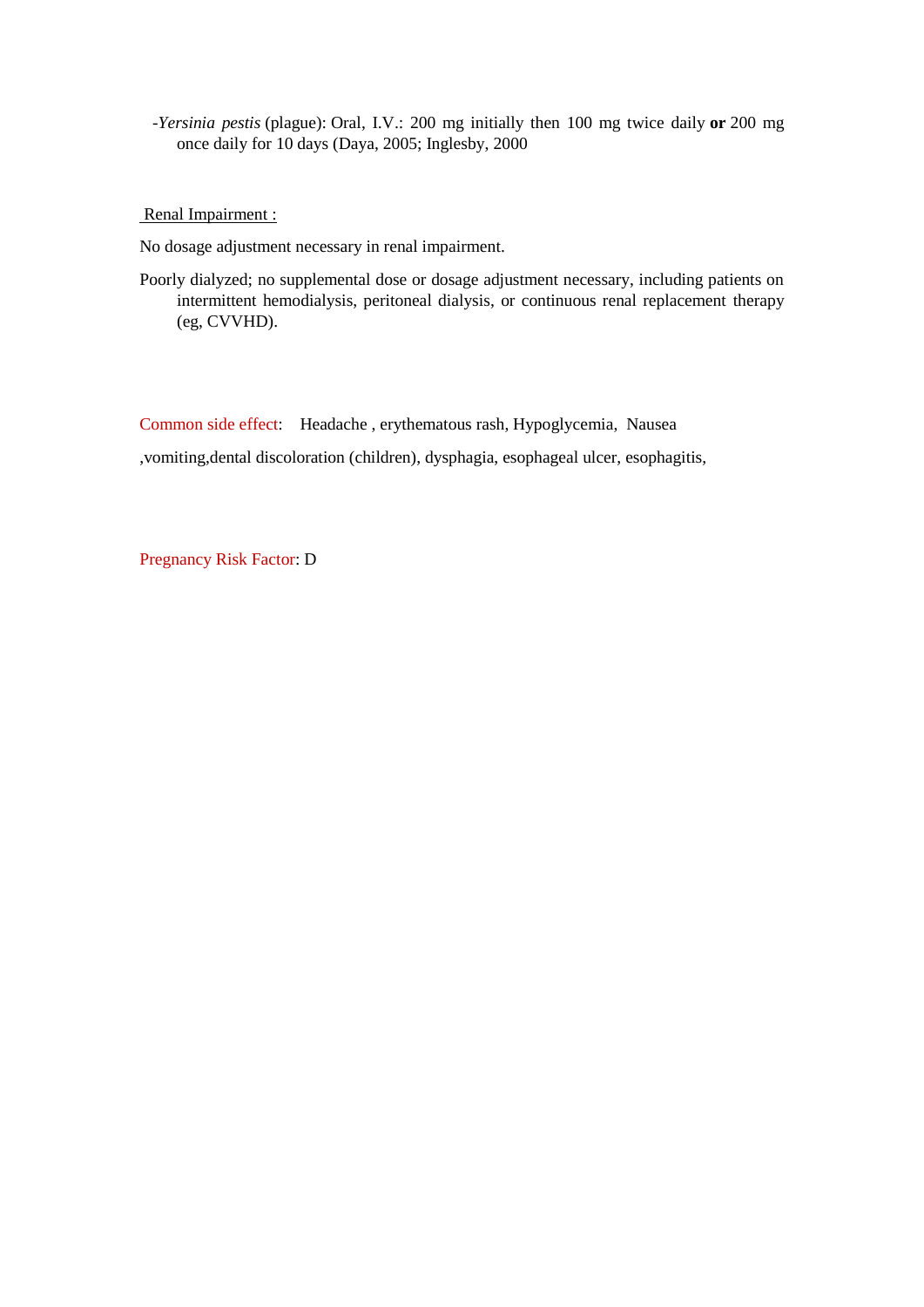-*Yersinia pestis* (plague): Oral, I.V.: 200 mg initially then 100 mg twice daily **or** 200 mg once daily for 10 days (Daya, 2005; Inglesby, 2000

Renal Impairment :

No dosage adjustment necessary in renal impairment.

Poorly dialyzed; no supplemental dose or dosage adjustment necessary, including patients on intermittent hemodialysis, peritoneal dialysis, or continuous renal replacement therapy (eg, CVVHD).

Common side effect: Headache , erythematous rash, Hypoglycemia, Nausea ,vomiting,dental discoloration (children), dysphagia, esophageal ulcer, esophagitis,

Pregnancy Risk Factor: D